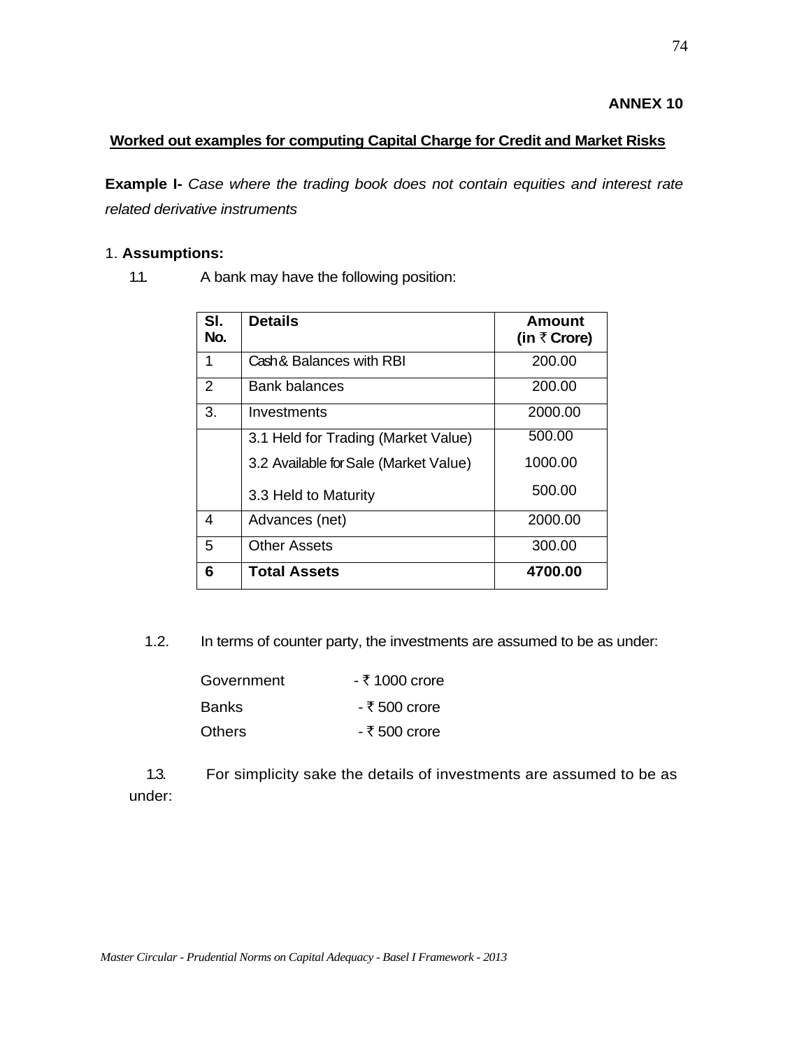**ANNEX 10**

## Worked out examples for computing Capital Charge for Credit and Market Risks

**Example I-** *Case where the trading book does not contain equities and interest rate related derivative instruments*

1. **Assumptions:**

1.1. A bank may have the following position:

| Sl. No. | Details | Amount (in ₹ Crore) |
|---|---|---|
| 1 | Cash & Balances with RBI | 200.00 |
| 2 | Bank balances | 200.00 |
| 3. | Investments | 2000.00 |
| | 3.1 Held for Trading (Market Value)<br>3.2 Available for Sale (Market Value)<br>3.3 Held to Maturity | 500.00<br>1000.00<br>500.00 |
| 4 | Advances (net) | 2000.00 |
| 5 | Other Assets | 300.00 |
| **6** | **Total Assets** | **4700.00** |

1.2. In terms of counter party, the investments are assumed to be as under:

Government - ₹ 1000 crore
Banks - ₹ 500 crore
Others - ₹ 500 crore

1.3. For simplicity sake the details of investments are assumed to be as under: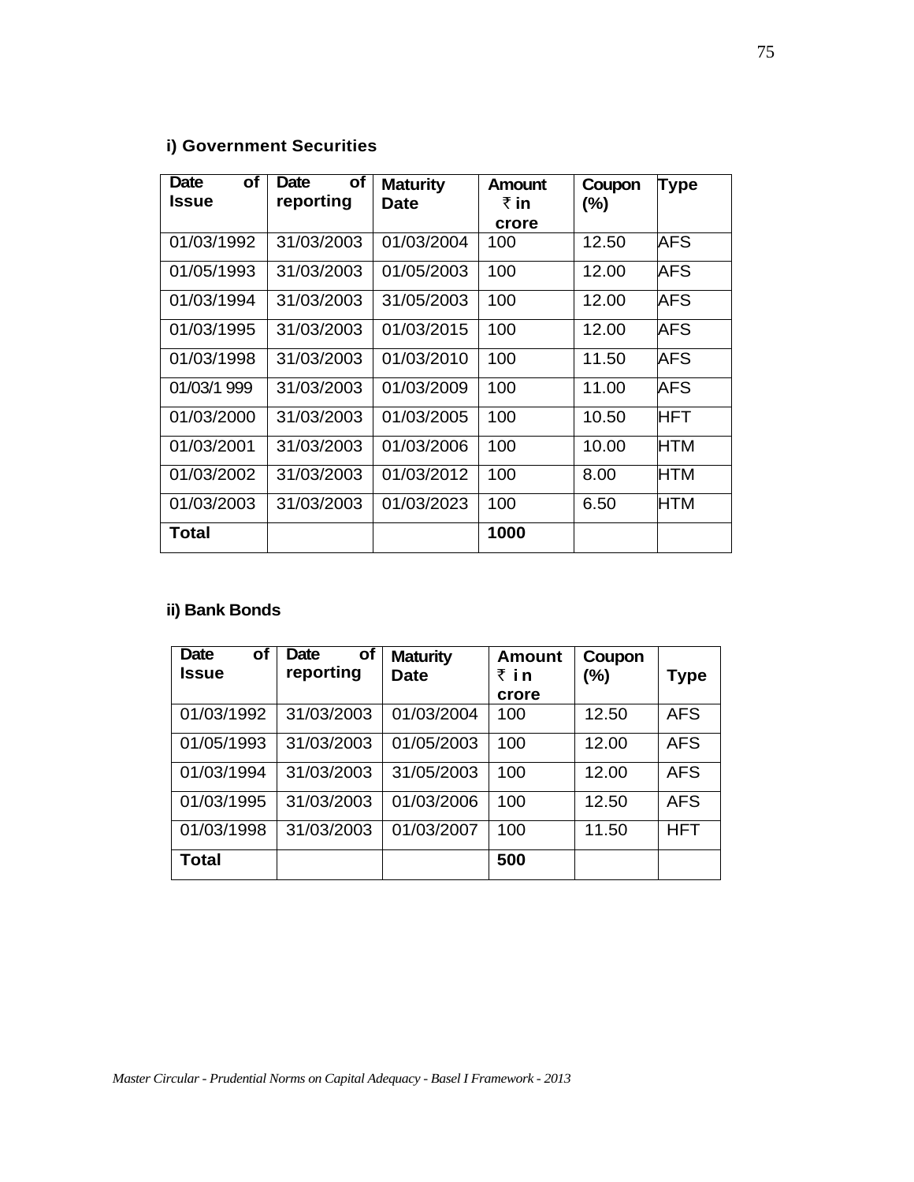### i) Government Securities

| Date of Issue | Date of reporting | Maturity Date | Amount ₹ in crore | Coupon (%) | Type |
|---|---|---|---|---|---|
| 01/03/1992 | 31/03/2003 | 01/03/2004 | 100 | 12.50 | AFS |
| 01/05/1993 | 31/03/2003 | 01/05/2003 | 100 | 12.00 | AFS |
| 01/03/1994 | 31/03/2003 | 31/05/2003 | 100 | 12.00 | AFS |
| 01/03/1995 | 31/03/2003 | 01/03/2015 | 100 | 12.00 | AFS |
| 01/03/1998 | 31/03/2003 | 01/03/2010 | 100 | 11.50 | AFS |
| 01/03/1 999 | 31/03/2003 | 01/03/2009 | 100 | 11.00 | AFS |
| 01/03/2000 | 31/03/2003 | 01/03/2005 | 100 | 10.50 | HFT |
| 01/03/2001 | 31/03/2003 | 01/03/2006 | 100 | 10.00 | HTM |
| 01/03/2002 | 31/03/2003 | 01/03/2012 | 100 | 8.00 | HTM |
| 01/03/2003 | 31/03/2003 | 01/03/2023 | 100 | 6.50 | HTM |
| **Total** | | | **1000** | | |

### ii) Bank Bonds

| Date of Issue | Date of reporting | Maturity Date | Amount ₹ in crore | Coupon (%) | Type |
|---|---|---|---|---|---|
| 01/03/1992 | 31/03/2003 | 01/03/2004 | 100 | 12.50 | AFS |
| 01/05/1993 | 31/03/2003 | 01/05/2003 | 100 | 12.00 | AFS |
| 01/03/1994 | 31/03/2003 | 31/05/2003 | 100 | 12.00 | AFS |
| 01/03/1995 | 31/03/2003 | 01/03/2006 | 100 | 12.50 | AFS |
| 01/03/1998 | 31/03/2003 | 01/03/2007 | 100 | 11.50 | HFT |
| **Total** | | | **500** | | |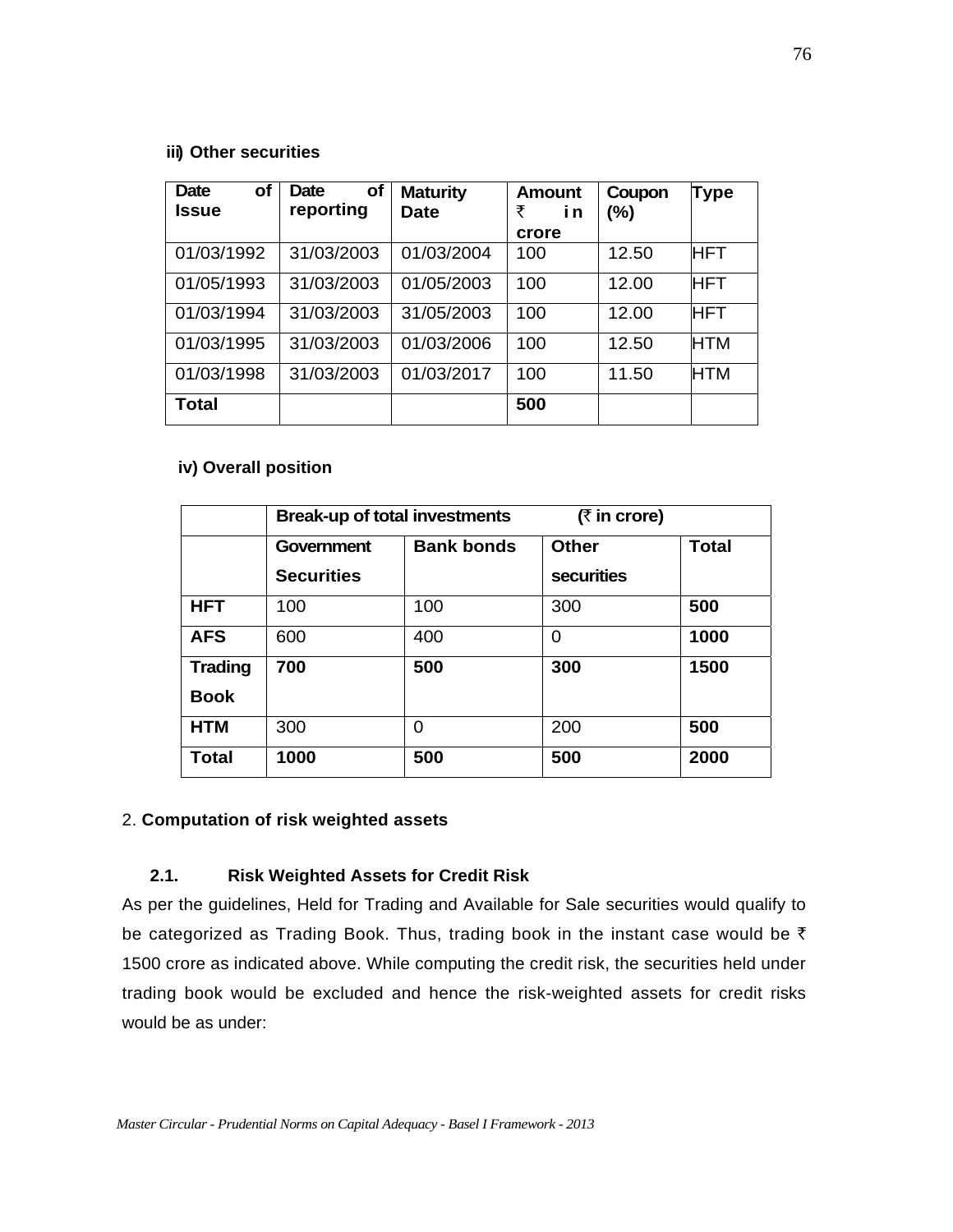**iii) Other securities**

| Date of Issue | Date of reporting | Maturity Date | Amount ₹ in crore | Coupon (%) | Type |
|---|---|---|---|---|---|
| 01/03/1992 | 31/03/2003 | 01/03/2004 | 100 | 12.50 | HFT |
| 01/05/1993 | 31/03/2003 | 01/05/2003 | 100 | 12.00 | HFT |
| 01/03/1994 | 31/03/2003 | 31/05/2003 | 100 | 12.00 | HFT |
| 01/03/1995 | 31/03/2003 | 01/03/2006 | 100 | 12.50 | HTM |
| 01/03/1998 | 31/03/2003 | 01/03/2017 | 100 | 11.50 | HTM |
| **Total** | | | **500** | | |

**iv) Overall position**

| | **Break-up of total investments (₹ in crore)** | | | |
|---|---|---|---|---|
| | **Government Securities** | **Bank bonds** | **Other securities** | **Total** |
| **HFT** | 100 | 100 | 300 | **500** |
| **AFS** | 600 | 400 | 0 | **1000** |
| **Trading Book** | **700** | **500** | **300** | **1500** |
| **HTM** | 300 | 0 | 200 | **500** |
| **Total** | **1000** | **500** | **500** | **2000** |

2. **Computation of risk weighted assets**

**2.1. Risk Weighted Assets for Credit Risk**

As per the guidelines, Held for Trading and Available for Sale securities would qualify to be categorized as Trading Book. Thus, trading book in the instant case would be ₹ 1500 crore as indicated above. While computing the credit risk, the securities held under trading book would be excluded and hence the risk-weighted assets for credit risks would be as under: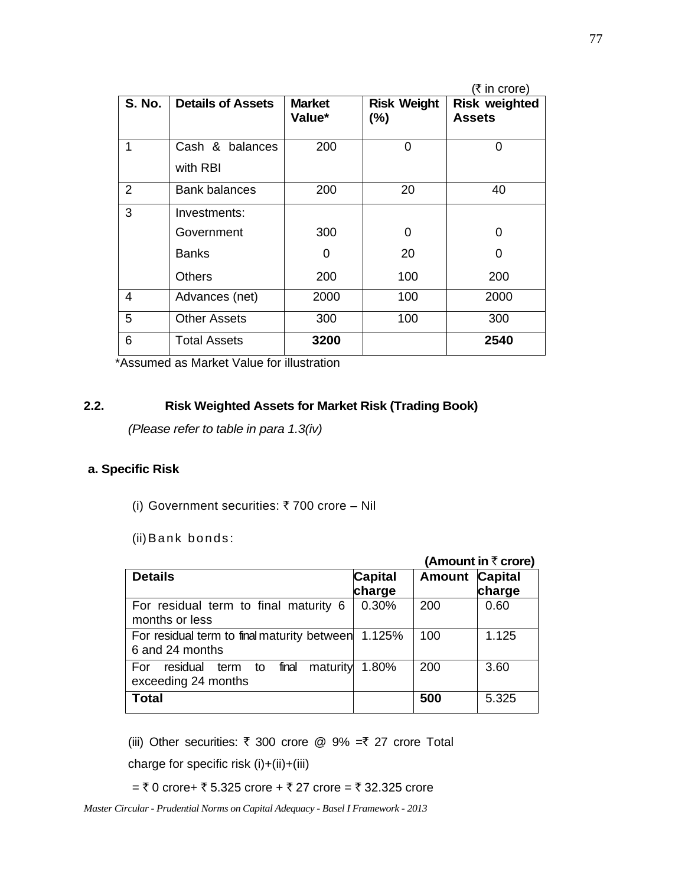(₹ in crore)

| S. No. | Details of Assets | Market Value* | Risk Weight (%) | Risk weighted Assets |
|---|---|---|---|---|
| 1 | Cash & balances with RBI | 200 | 0 | 0 |
| 2 | Bank balances | 200 | 20 | 40 |
| 3 | Investments: | | | |
| | Government | 300 | 0 | 0 |
| | Banks | 0 | 20 | 0 |
| | Others | 200 | 100 | 200 |
| 4 | Advances (net) | 2000 | 100 | 2000 |
| 5 | Other Assets | 300 | 100 | 300 |
| 6 | Total Assets | **3200** | | **2540** |

*Assumed as Market Value for illustration

## 2.2. Risk Weighted Assets for Market Risk (Trading Book)

*(Please refer to table in para 1.3(iv)*

### a. Specific Risk

(i) Government securities: ₹ 700 crore – Nil

(ii) Bank bonds:

**(Amount in ₹ crore)**

| Details | Capital charge | Amount | Capital charge |
|---|---|---|---|
| For residual term to final maturity 6 months or less | 0.30% | 200 | 0.60 |
| For residual term to final maturity between 6 and 24 months | 1.125% | 100 | 1.125 |
| For residual term to final maturity exceeding 24 months | 1.80% | 200 | 3.60 |
| **Total** | | **500** | 5.325 |

(iii) Other securities: ₹ 300 crore @ 9% =₹ 27 crore Total charge for specific risk (i)+(ii)+(iii)

= ₹ 0 crore+ ₹ 5.325 crore + ₹ 27 crore = ₹ 32.325 crore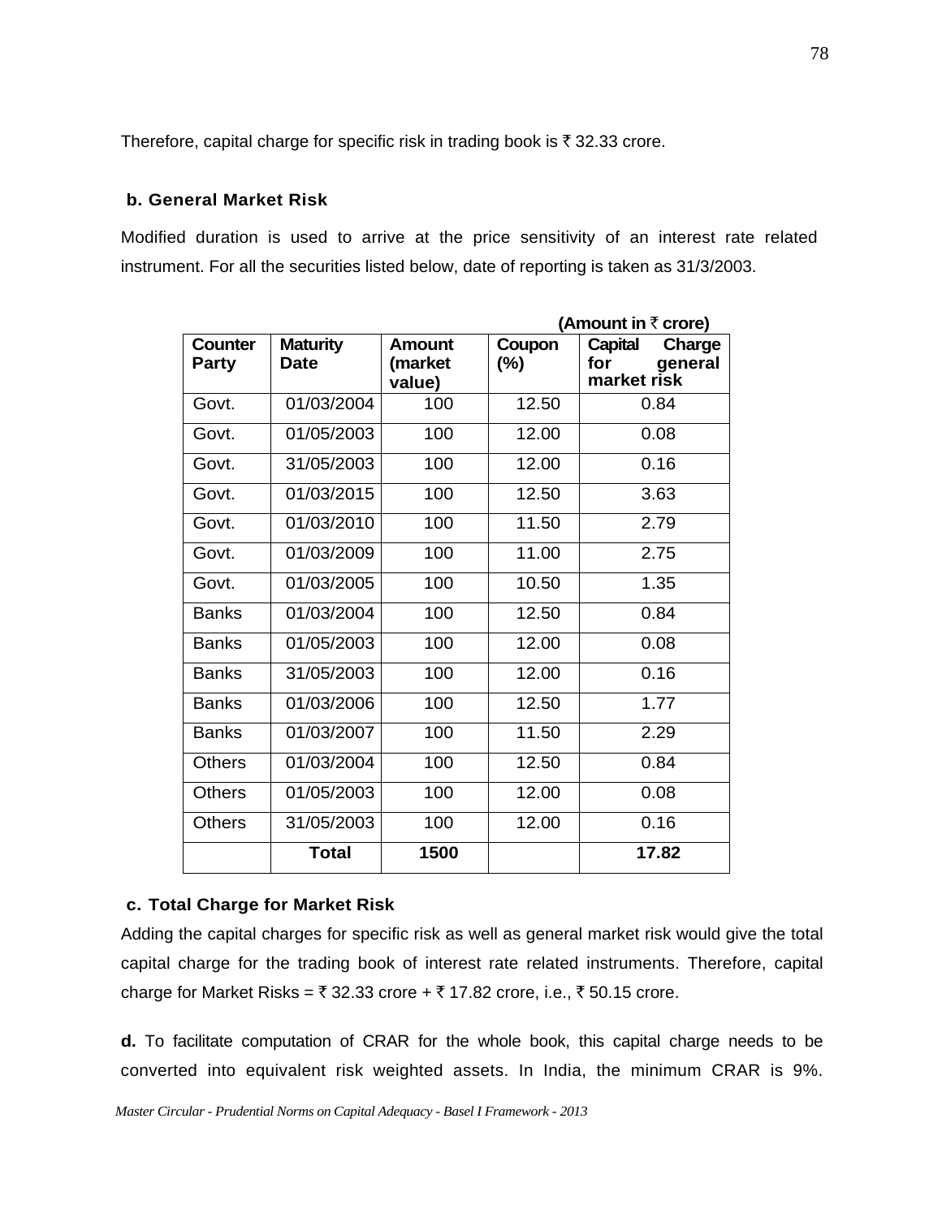Therefore, capital charge for specific risk in trading book is ₹ 32.33 crore.

**b. General Market Risk**

Modified duration is used to arrive at the price sensitivity of an interest rate related instrument. For all the securities listed below, date of reporting is taken as 31/3/2003.

**(Amount in ₹ crore)**

| Counter Party | Maturity Date | Amount (market value) | Coupon (%) | Capital Charge for general market risk |
|---|---|---|---|---|
| Govt. | 01/03/2004 | 100 | 12.50 | 0.84 |
| Govt. | 01/05/2003 | 100 | 12.00 | 0.08 |
| Govt. | 31/05/2003 | 100 | 12.00 | 0.16 |
| Govt. | 01/03/2015 | 100 | 12.50 | 3.63 |
| Govt. | 01/03/2010 | 100 | 11.50 | 2.79 |
| Govt. | 01/03/2009 | 100 | 11.00 | 2.75 |
| Govt. | 01/03/2005 | 100 | 10.50 | 1.35 |
| Banks | 01/03/2004 | 100 | 12.50 | 0.84 |
| Banks | 01/05/2003 | 100 | 12.00 | 0.08 |
| Banks | 31/05/2003 | 100 | 12.00 | 0.16 |
| Banks | 01/03/2006 | 100 | 12.50 | 1.77 |
| Banks | 01/03/2007 | 100 | 11.50 | 2.29 |
| Others | 01/03/2004 | 100 | 12.50 | 0.84 |
| Others | 01/05/2003 | 100 | 12.00 | 0.08 |
| Others | 31/05/2003 | 100 | 12.00 | 0.16 |
| | **Total** | **1500** | | **17.82** |

**c. Total Charge for Market Risk**

Adding the capital charges for specific risk as well as general market risk would give the total capital charge for the trading book of interest rate related instruments. Therefore, capital charge for Market Risks = ₹ 32.33 crore + ₹ 17.82 crore, i.e., ₹ 50.15 crore.

**d.** To facilitate computation of CRAR for the whole book, this capital charge needs to be converted into equivalent risk weighted assets. In India, the minimum CRAR is 9%.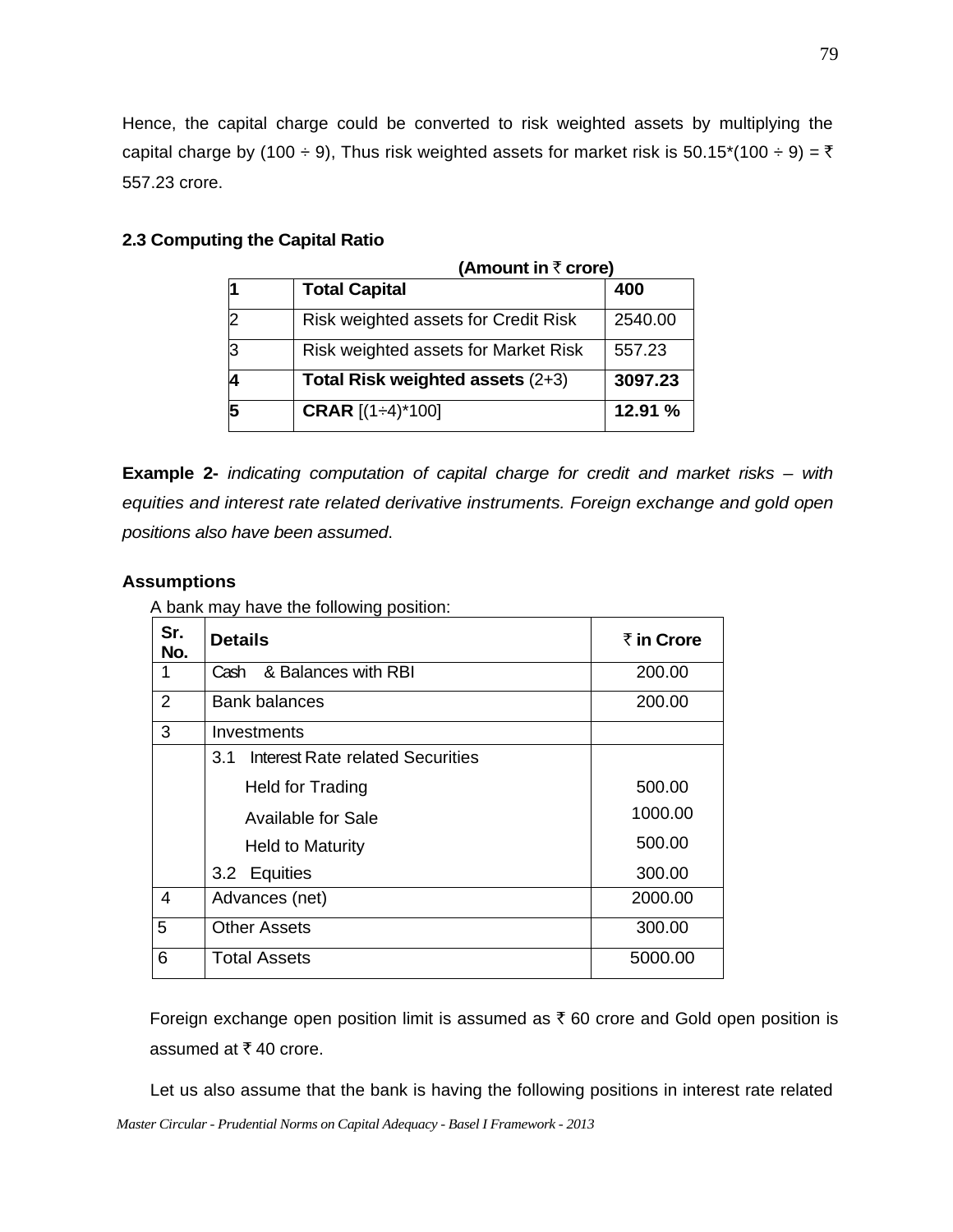Hence, the capital charge could be converted to risk weighted assets by multiplying the capital charge by (100 ÷ 9), Thus risk weighted assets for market risk is 50.15*(100 ÷ 9) = ₹ 557.23 crore.

**2.3 Computing the Capital Ratio**

**(Amount in ₹ crore)**

| | | |
|---|---|---|
| **1** | **Total Capital** | **400** |
| 2 | Risk weighted assets for Credit Risk | 2540.00 |
| 3 | Risk weighted assets for Market Risk | 557.23 |
| **4** | **Total Risk weighted assets** (2+3) | **3097.23** |
| **5** | **CRAR** [(1÷4)*100] | **12.91 %** |

**Example 2-** *indicating computation of capital charge for credit and market risks – with equities and interest rate related derivative instruments. Foreign exchange and gold open positions also have been assumed.*

**Assumptions**

A bank may have the following position:

| Sr. No. | Details | ₹ in Crore |
|---|---|---|
| 1 | Cash & Balances with RBI | 200.00 |
| 2 | Bank balances | 200.00 |
| 3 | Investments | |
| | 3.1 Interest Rate related Securities | |
| | Held for Trading | 500.00 |
| | Available for Sale | 1000.00 |
| | Held to Maturity | 500.00 |
| | 3.2 Equities | 300.00 |
| 4 | Advances (net) | 2000.00 |
| 5 | Other Assets | 300.00 |
| 6 | Total Assets | 5000.00 |

Foreign exchange open position limit is assumed as ₹ 60 crore and Gold open position is assumed at ₹ 40 crore.

Let us also assume that the bank is having the following positions in interest rate related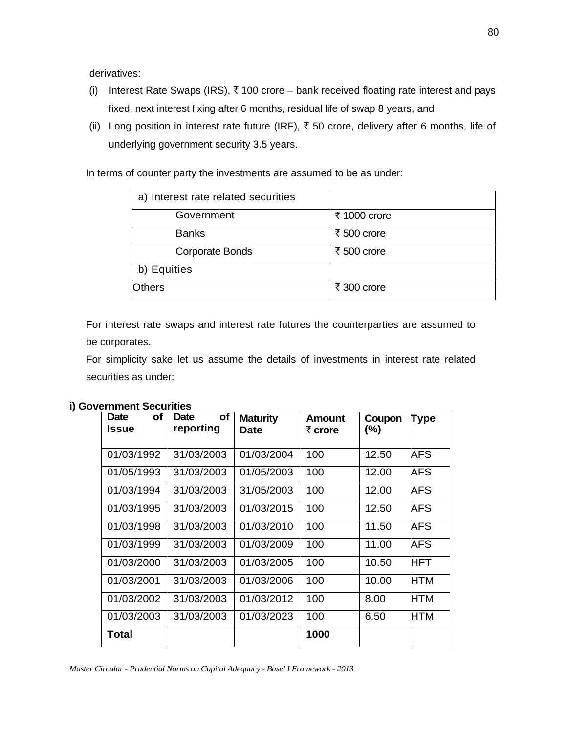derivatives:

(i) Interest Rate Swaps (IRS), ₹ 100 crore – bank received floating rate interest and pays fixed, next interest fixing after 6 months, residual life of swap 8 years, and

(ii) Long position in interest rate future (IRF), ₹ 50 crore, delivery after 6 months, life of underlying government security 3.5 years.

In terms of counter party the investments are assumed to be as under:

| a) Interest rate related securities | |
|---|---|
| Government | ₹ 1000 crore |
| Banks | ₹ 500 crore |
| Corporate Bonds | ₹ 500 crore |
| b) Equities | |
| Others | ₹ 300 crore |

For interest rate swaps and interest rate futures the counterparties are assumed to be corporates.

For simplicity sake let us assume the details of investments in interest rate related securities as under:

**i) Government Securities**

| Date of Issue | Date of reporting | Maturity Date | Amount ₹ crore | Coupon (%) | Type |
|---|---|---|---|---|---|
| 01/03/1992 | 31/03/2003 | 01/03/2004 | 100 | 12.50 | AFS |
| 01/05/1993 | 31/03/2003 | 01/05/2003 | 100 | 12.00 | AFS |
| 01/03/1994 | 31/03/2003 | 31/05/2003 | 100 | 12.00 | AFS |
| 01/03/1995 | 31/03/2003 | 01/03/2015 | 100 | 12.50 | AFS |
| 01/03/1998 | 31/03/2003 | 01/03/2010 | 100 | 11.50 | AFS |
| 01/03/1999 | 31/03/2003 | 01/03/2009 | 100 | 11.00 | AFS |
| 01/03/2000 | 31/03/2003 | 01/03/2005 | 100 | 10.50 | HFT |
| 01/03/2001 | 31/03/2003 | 01/03/2006 | 100 | 10.00 | HTM |
| 01/03/2002 | 31/03/2003 | 01/03/2012 | 100 | 8.00 | HTM |
| 01/03/2003 | 31/03/2003 | 01/03/2023 | 100 | 6.50 | HTM |
| **Total** | | | **1000** | | |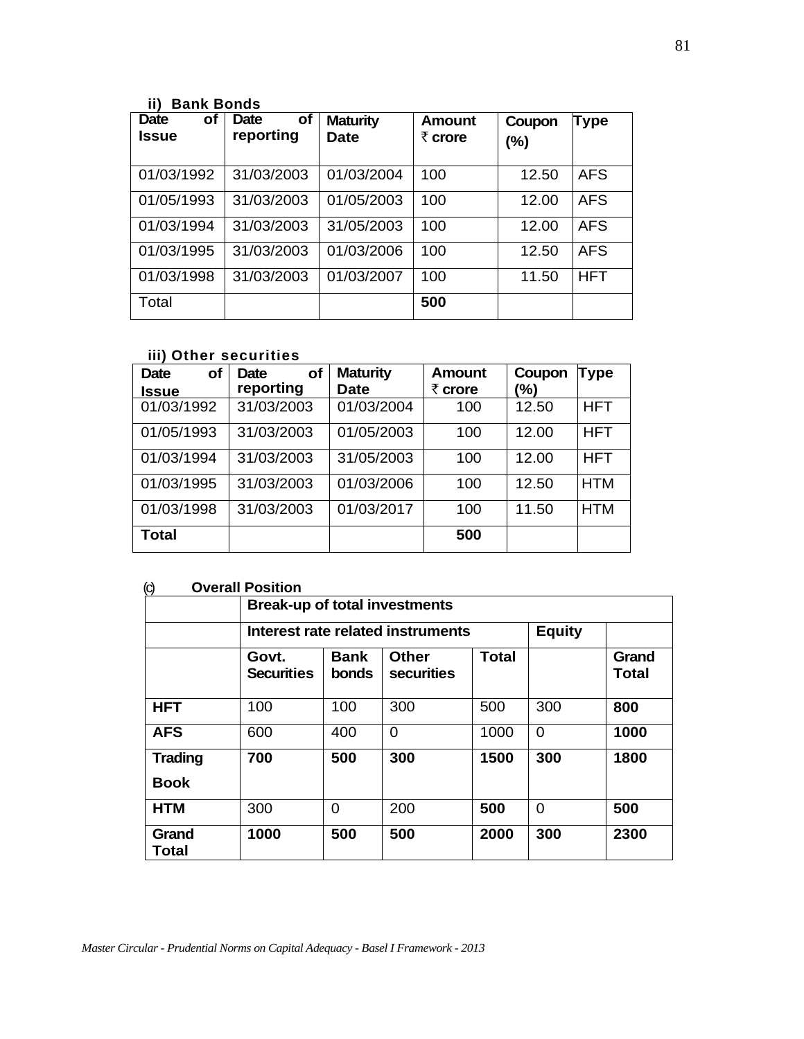**ii) Bank Bonds**

| Date of Issue | Date of reporting | Maturity Date | Amount ₹ crore | Coupon (%) | Type |
|---|---|---|---|---|---|
| 01/03/1992 | 31/03/2003 | 01/03/2004 | 100 | 12.50 | AFS |
| 01/05/1993 | 31/03/2003 | 01/05/2003 | 100 | 12.00 | AFS |
| 01/03/1994 | 31/03/2003 | 31/05/2003 | 100 | 12.00 | AFS |
| 01/03/1995 | 31/03/2003 | 01/03/2006 | 100 | 12.50 | AFS |
| 01/03/1998 | 31/03/2003 | 01/03/2007 | 100 | 11.50 | HFT |
| Total | | | **500** | | |

**iii) Other securities**

| Date of Issue | Date of reporting | Maturity Date | Amount ₹ crore | Coupon (%) | Type |
|---|---|---|---|---|---|
| 01/03/1992 | 31/03/2003 | 01/03/2004 | 100 | 12.50 | HFT |
| 01/05/1993 | 31/03/2003 | 01/05/2003 | 100 | 12.00 | HFT |
| 01/03/1994 | 31/03/2003 | 31/05/2003 | 100 | 12.00 | HFT |
| 01/03/1995 | 31/03/2003 | 01/03/2006 | 100 | 12.50 | HTM |
| 01/03/1998 | 31/03/2003 | 01/03/2017 | 100 | 11.50 | HTM |
| **Total** | | | **500** | | |

**(c) Overall Position**

| | Break-up of total investments | | | | | |
|---|---|---|---|---|---|---|
| | Interest rate related instruments | | | | Equity | |
| | Govt. Securities | Bank bonds | Other securities | Total | | Grand Total |
| **HFT** | 100 | 100 | 300 | 500 | 300 | **800** |
| **AFS** | 600 | 400 | 0 | 1000 | 0 | **1000** |
| **Trading Book** | **700** | **500** | **300** | **1500** | **300** | **1800** |
| **HTM** | 300 | 0 | 200 | **500** | 0 | **500** |
| **Grand Total** | **1000** | **500** | **500** | **2000** | **300** | **2300** |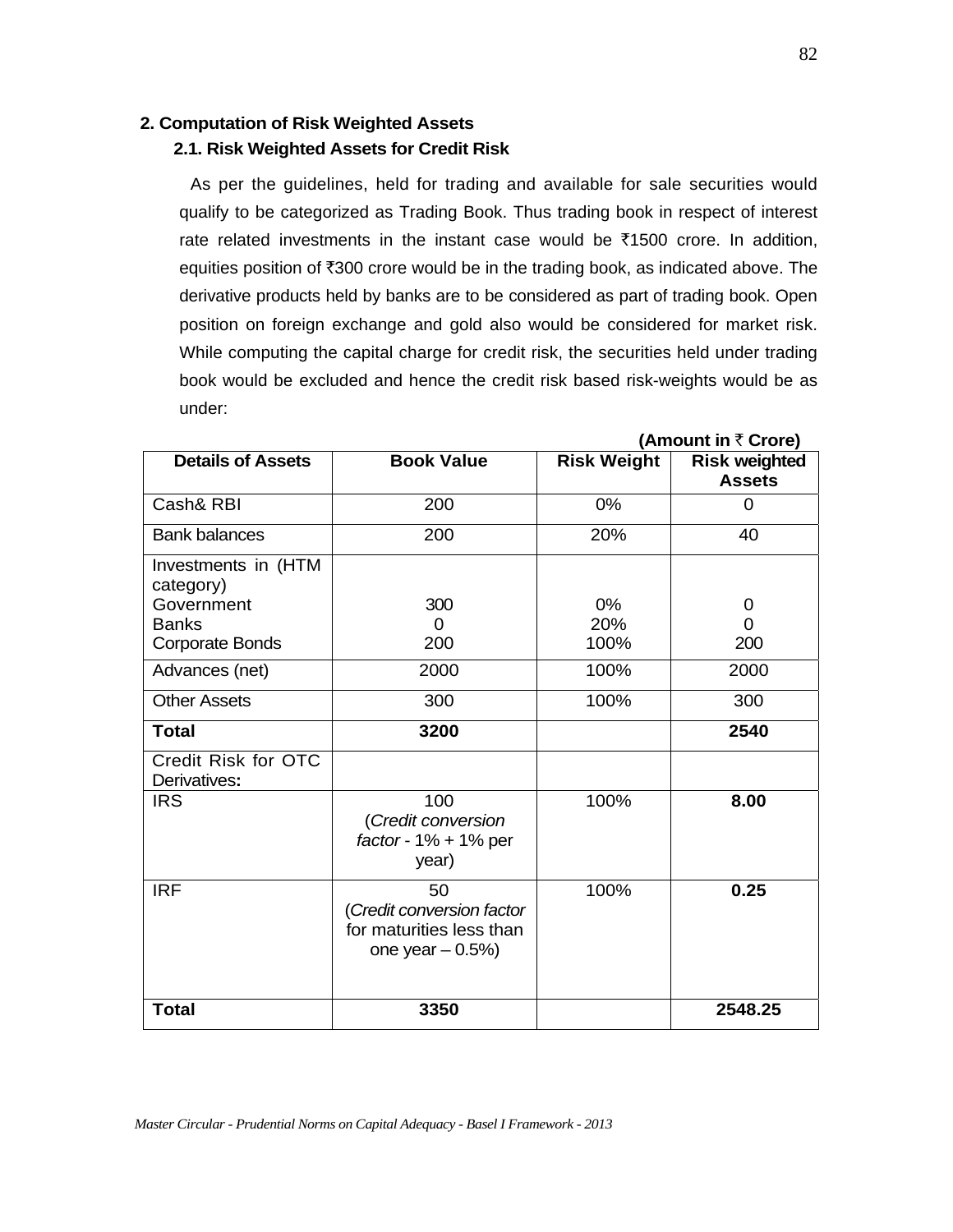## 2. Computation of Risk Weighted Assets

### 2.1. Risk Weighted Assets for Credit Risk

As per the guidelines, held for trading and available for sale securities would qualify to be categorized as Trading Book. Thus trading book in respect of interest rate related investments in the instant case would be ₹1500 crore. In addition, equities position of ₹300 crore would be in the trading book, as indicated above. The derivative products held by banks are to be considered as part of trading book. Open position on foreign exchange and gold also would be considered for market risk. While computing the capital charge for credit risk, the securities held under trading book would be excluded and hence the credit risk based risk-weights would be as under:

**(Amount in ₹ Crore)**

| Details of Assets | Book Value | Risk Weight | Risk weighted Assets |
|---|---|---|---|
| Cash& RBI | 200 | 0% | 0 |
| Bank balances | 200 | 20% | 40 |
| Investments in (HTM category) | | | |
| Government | 300 | 0% | 0 |
| Banks | 0 | 20% | 0 |
| Corporate Bonds | 200 | 100% | 200 |
| Advances (net) | 2000 | 100% | 2000 |
| Other Assets | 300 | 100% | 300 |
| **Total** | **3200** | | **2540** |
| Credit Risk for OTC Derivatives**:** | | | |
| IRS | 100 (*Credit conversion factor* - 1% + 1% per year) | 100% | **8.00** |
| IRF | 50 (*Credit conversion factor* for maturities less than one year – 0.5%) | 100% | **0.25** |
| **Total** | **3350** | | **2548.25** |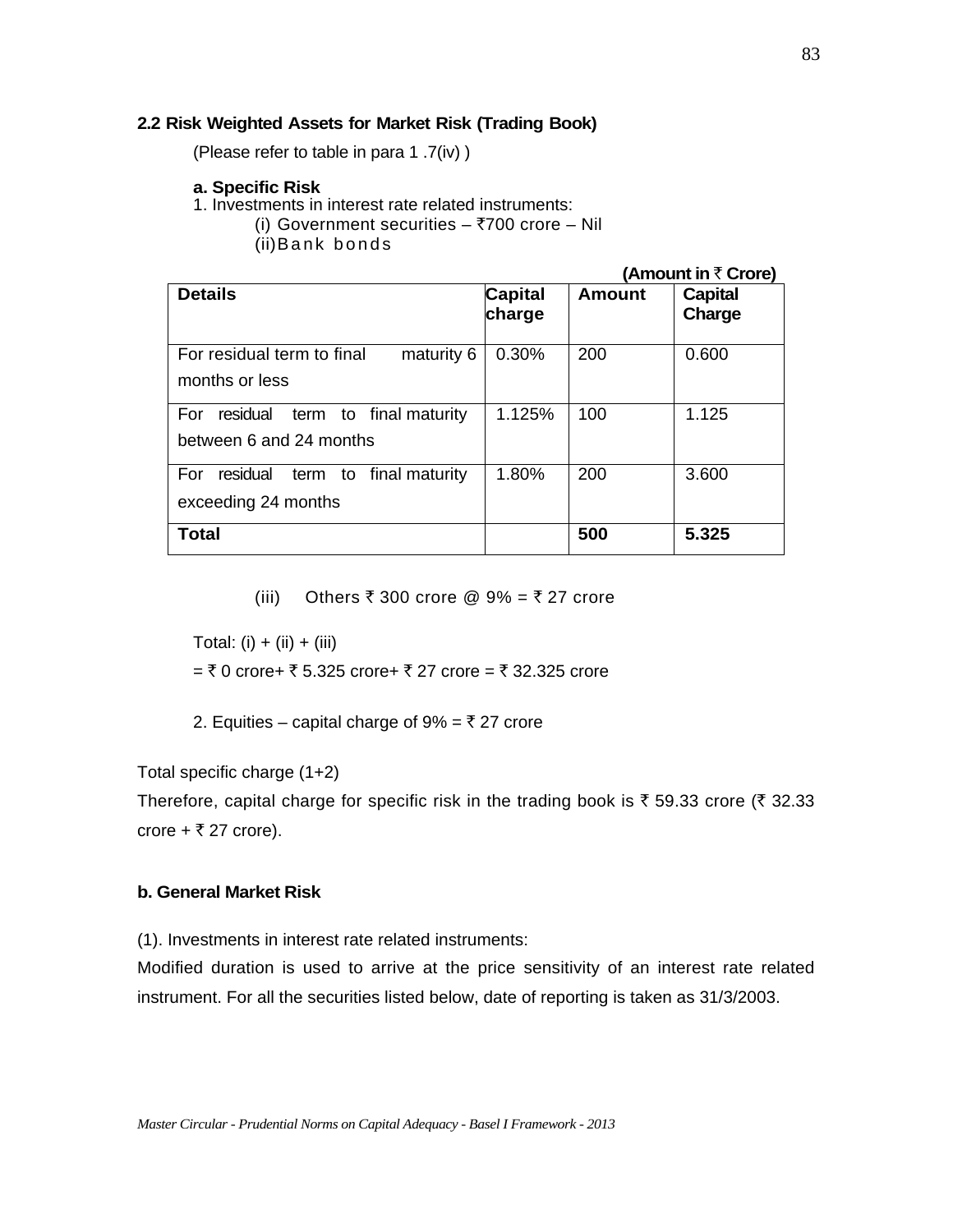### 2.2 Risk Weighted Assets for Market Risk (Trading Book)

(Please refer to table in para 1 .7(iv) )

**a. Specific Risk**

1. Investments in interest rate related instruments:

(i) Government securities – ₹700 crore – Nil

(ii) Bank bonds

**(Amount in ₹ Crore)**

| Details | Capital charge | Amount | Capital Charge |
|---|---|---|---|
| For residual term to final maturity 6 months or less | 0.30% | 200 | 0.600 |
| For residual term to final maturity between 6 and 24 months | 1.125% | 100 | 1.125 |
| For residual term to final maturity exceeding 24 months | 1.80% | 200 | 3.600 |
| **Total** | | **500** | **5.325** |

(iii) Others ₹ 300 crore @ 9% = ₹ 27 crore

Total: (i) + (ii) + (iii)

= ₹ 0 crore+ ₹ 5.325 crore+ ₹ 27 crore = ₹ 32.325 crore

2. Equities – capital charge of 9% = ₹ 27 crore

Total specific charge (1+2)

Therefore, capital charge for specific risk in the trading book is ₹ 59.33 crore (₹ 32.33 crore + ₹ 27 crore).

**b. General Market Risk**

(1). Investments in interest rate related instruments:

Modified duration is used to arrive at the price sensitivity of an interest rate related instrument. For all the securities listed below, date of reporting is taken as 31/3/2003.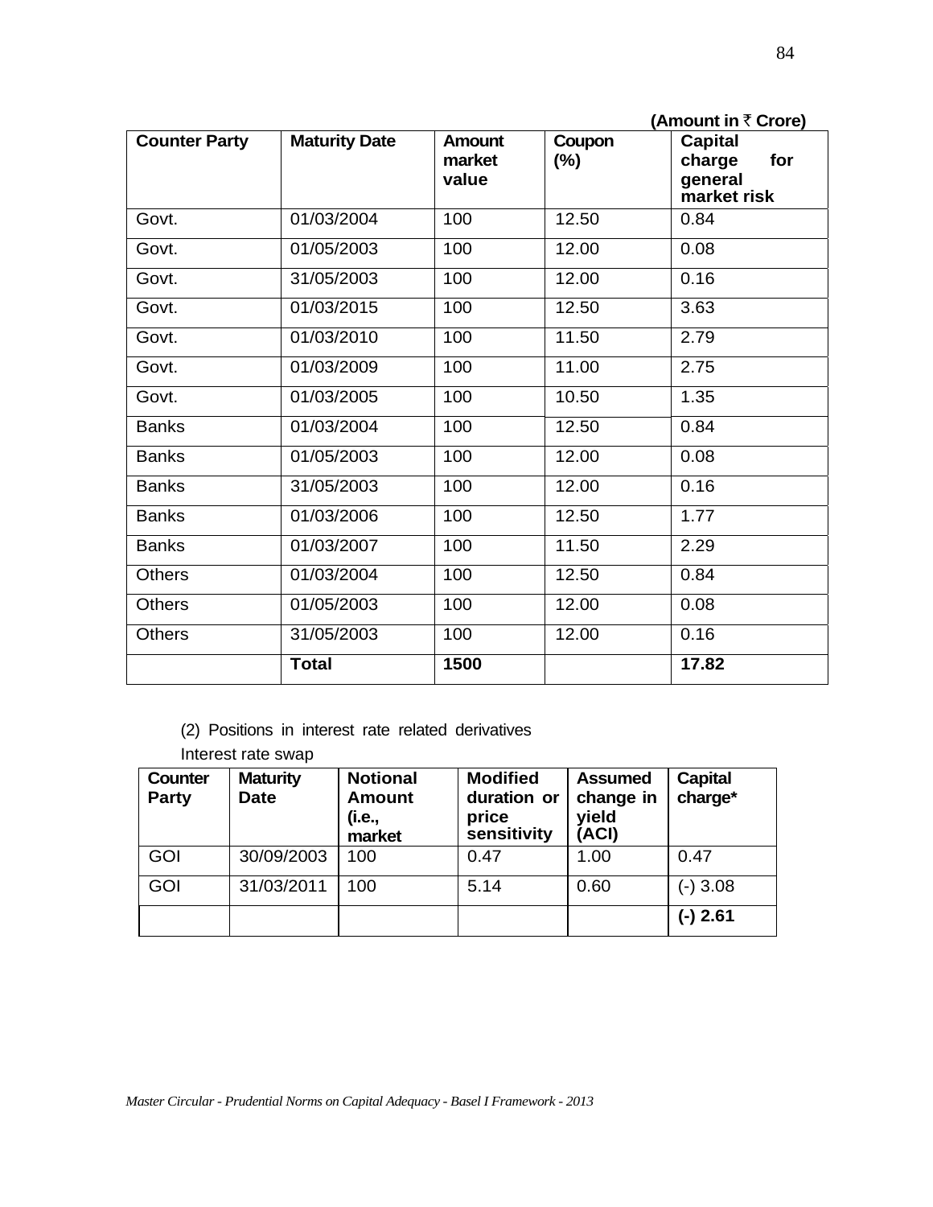(Amount in ₹ Crore)

| Counter Party | Maturity Date | Amount market value | Coupon (%) | Capital charge for general market risk |
|---|---|---|---|---|
| Govt. | 01/03/2004 | 100 | 12.50 | 0.84 |
| Govt. | 01/05/2003 | 100 | 12.00 | 0.08 |
| Govt. | 31/05/2003 | 100 | 12.00 | 0.16 |
| Govt. | 01/03/2015 | 100 | 12.50 | 3.63 |
| Govt. | 01/03/2010 | 100 | 11.50 | 2.79 |
| Govt. | 01/03/2009 | 100 | 11.00 | 2.75 |
| Govt. | 01/03/2005 | 100 | 10.50 | 1.35 |
| Banks | 01/03/2004 | 100 | 12.50 | 0.84 |
| Banks | 01/05/2003 | 100 | 12.00 | 0.08 |
| Banks | 31/05/2003 | 100 | 12.00 | 0.16 |
| Banks | 01/03/2006 | 100 | 12.50 | 1.77 |
| Banks | 01/03/2007 | 100 | 11.50 | 2.29 |
| Others | 01/03/2004 | 100 | 12.50 | 0.84 |
| Others | 01/05/2003 | 100 | 12.00 | 0.08 |
| Others | 31/05/2003 | 100 | 12.00 | 0.16 |
| | **Total** | **1500** | | **17.82** |

(2) Positions in interest rate related derivatives

Interest rate swap

| Counter Party | Maturity Date | Notional Amount (i.e., market | Modified duration or price sensitivity | Assumed change in yield (ACI) | Capital charge* |
|---|---|---|---|---|---|
| GOI | 30/09/2003 | 100 | 0.47 | 1.00 | 0.47 |
| GOI | 31/03/2011 | 100 | 5.14 | 0.60 | (-) 3.08 |
| | | | | | **(-) 2.61** |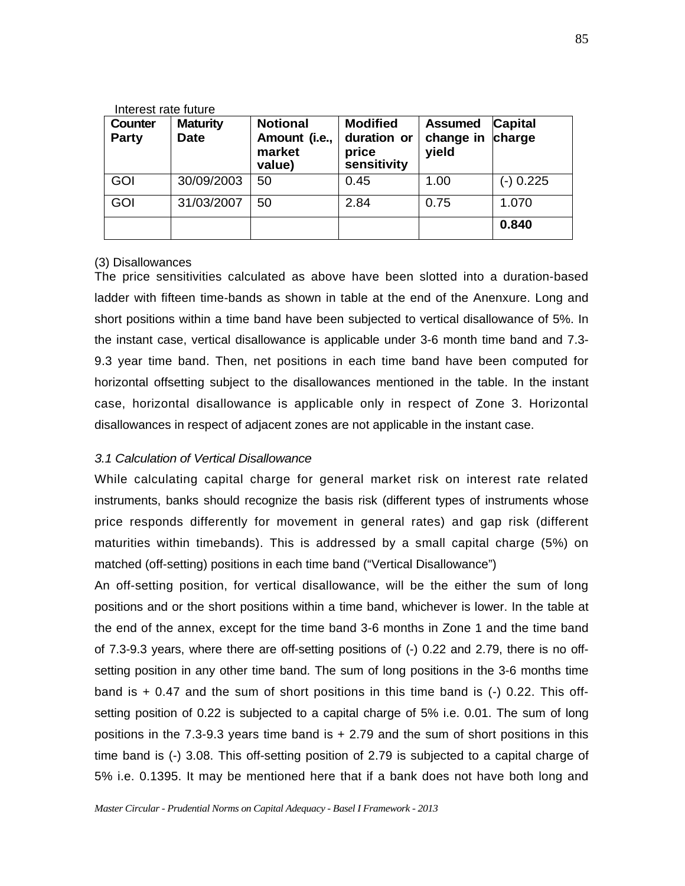Interest rate future

| Counter Party | Maturity Date | Notional Amount (i.e., market value) | Modified duration or price sensitivity | Assumed change in yield | Capital charge |
|---|---|---|---|---|---|
| GOI | 30/09/2003 | 50 | 0.45 | 1.00 | (-) 0.225 |
| GOI | 31/03/2007 | 50 | 2.84 | 0.75 | 1.070 |
| | | | | | **0.840** |

(3) Disallowances

The price sensitivities calculated as above have been slotted into a duration-based ladder with fifteen time-bands as shown in table at the end of the Anenxure. Long and short positions within a time band have been subjected to vertical disallowance of 5%. In the instant case, vertical disallowance is applicable under 3-6 month time band and 7.3-9.3 year time band. Then, net positions in each time band have been computed for horizontal offsetting subject to the disallowances mentioned in the table. In the instant case, horizontal disallowance is applicable only in respect of Zone 3. Horizontal disallowances in respect of adjacent zones are not applicable in the instant case.

*3.1 Calculation of Vertical Disallowance*

While calculating capital charge for general market risk on interest rate related instruments, banks should recognize the basis risk (different types of instruments whose price responds differently for movement in general rates) and gap risk (different maturities within timebands). This is addressed by a small capital charge (5%) on matched (off-setting) positions in each time band ("Vertical Disallowance")

An off-setting position, for vertical disallowance, will be the either the sum of long positions and or the short positions within a time band, whichever is lower. In the table at the end of the annex, except for the time band 3-6 months in Zone 1 and the time band of 7.3-9.3 years, where there are off-setting positions of (-) 0.22 and 2.79, there is no off-setting position in any other time band. The sum of long positions in the 3-6 months time band is + 0.47 and the sum of short positions in this time band is (-) 0.22. This off-setting position of 0.22 is subjected to a capital charge of 5% i.e. 0.01. The sum of long positions in the 7.3-9.3 years time band is + 2.79 and the sum of short positions in this time band is (-) 3.08. This off-setting position of 2.79 is subjected to a capital charge of 5% i.e. 0.1395. It may be mentioned here that if a bank does not have both long and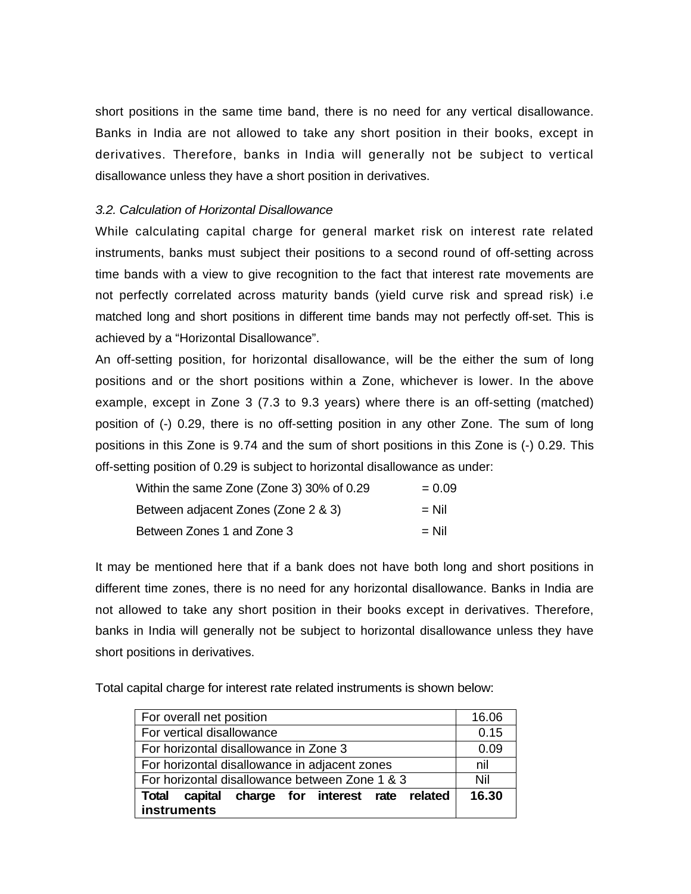short positions in the same time band, there is no need for any vertical disallowance. Banks in India are not allowed to take any short position in their books, except in derivatives. Therefore, banks in India will generally not be subject to vertical disallowance unless they have a short position in derivatives.

*3.2. Calculation of Horizontal Disallowance*

While calculating capital charge for general market risk on interest rate related instruments, banks must subject their positions to a second round of off-setting across time bands with a view to give recognition to the fact that interest rate movements are not perfectly correlated across maturity bands (yield curve risk and spread risk) i.e matched long and short positions in different time bands may not perfectly off-set. This is achieved by a "Horizontal Disallowance".

An off-setting position, for horizontal disallowance, will be the either the sum of long positions and or the short positions within a Zone, whichever is lower. In the above example, except in Zone 3 (7.3 to 9.3 years) where there is an off-setting (matched) position of (-) 0.29, there is no off-setting position in any other Zone. The sum of long positions in this Zone is 9.74 and the sum of short positions in this Zone is (-) 0.29. This off-setting position of 0.29 is subject to horizontal disallowance as under:

| | |
|---|---|
| Within the same Zone (Zone 3) 30% of 0.29 | = 0.09 |
| Between adjacent Zones (Zone 2 & 3) | = Nil |
| Between Zones 1 and Zone 3 | = Nil |

It may be mentioned here that if a bank does not have both long and short positions in different time zones, there is no need for any horizontal disallowance. Banks in India are not allowed to take any short position in their books except in derivatives. Therefore, banks in India will generally not be subject to horizontal disallowance unless they have short positions in derivatives.

Total capital charge for interest rate related instruments is shown below:

| | |
|---|---|
| For overall net position | 16.06 |
| For vertical disallowance | 0.15 |
| For horizontal disallowance in Zone 3 | 0.09 |
| For horizontal disallowance in adjacent zones | nil |
| For horizontal disallowance between Zone 1 & 3 | Nil |
| **Total capital charge for interest rate related instruments** | **16.30** |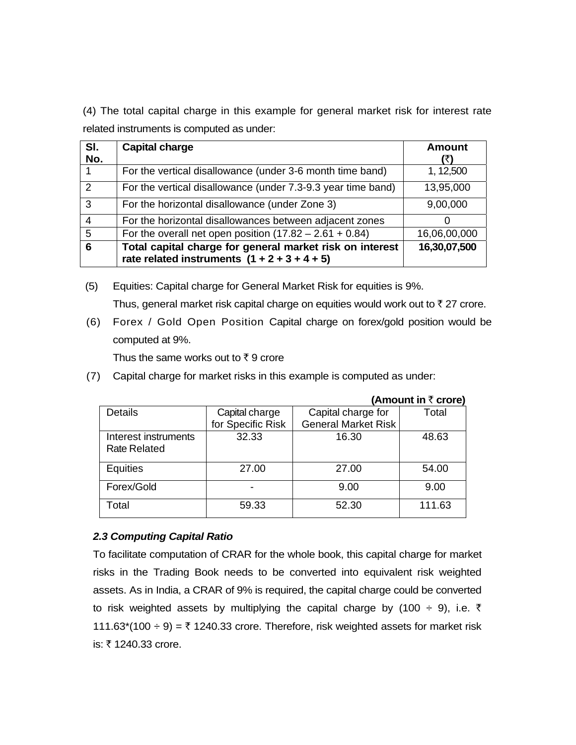(4) The total capital charge in this example for general market risk for interest rate related instruments is computed as under:

| Sl. No. | Capital charge | Amount (₹) |
|---|---|---|
| 1 | For the vertical disallowance (under 3-6 month time band) | 1, 12,500 |
| 2 | For the vertical disallowance (under 7.3-9.3 year time band) | 13,95,000 |
| 3 | For the horizontal disallowance (under Zone 3) | 9,00,000 |
| 4 | For the horizontal disallowances between adjacent zones | 0 |
| 5 | For the overall net open position (17.82 – 2.61 + 0.84) | 16,06,00,000 |
| **6** | **Total capital charge for general market risk on interest rate related instruments (1 + 2 + 3 + 4 + 5)** | **16,30,07,500** |

(5) Equities: Capital charge for General Market Risk for equities is 9%.

Thus, general market risk capital charge on equities would work out to ₹ 27 crore.

(6) Forex / Gold Open Position Capital charge on forex/gold position would be computed at 9%.

Thus the same works out to ₹ 9 crore

(7) Capital charge for market risks in this example is computed as under:

**(Amount in ₹ crore)**

| Details | Capital charge for Specific Risk | Capital charge for General Market Risk | Total |
|---|---|---|---|
| Interest instruments Rate Related | 32.33 | 16.30 | 48.63 |
| Equities | 27.00 | 27.00 | 54.00 |
| Forex/Gold | - | 9.00 | 9.00 |
| Total | 59.33 | 52.30 | 111.63 |

### *2.3 Computing Capital Ratio*

To facilitate computation of CRAR for the whole book, this capital charge for market risks in the Trading Book needs to be converted into equivalent risk weighted assets. As in India, a CRAR of 9% is required, the capital charge could be converted to risk weighted assets by multiplying the capital charge by (100 ÷ 9), i.e. ₹ 111.63*(100 ÷ 9) = ₹ 1240.33 crore. Therefore, risk weighted assets for market risk is: ₹ 1240.33 crore.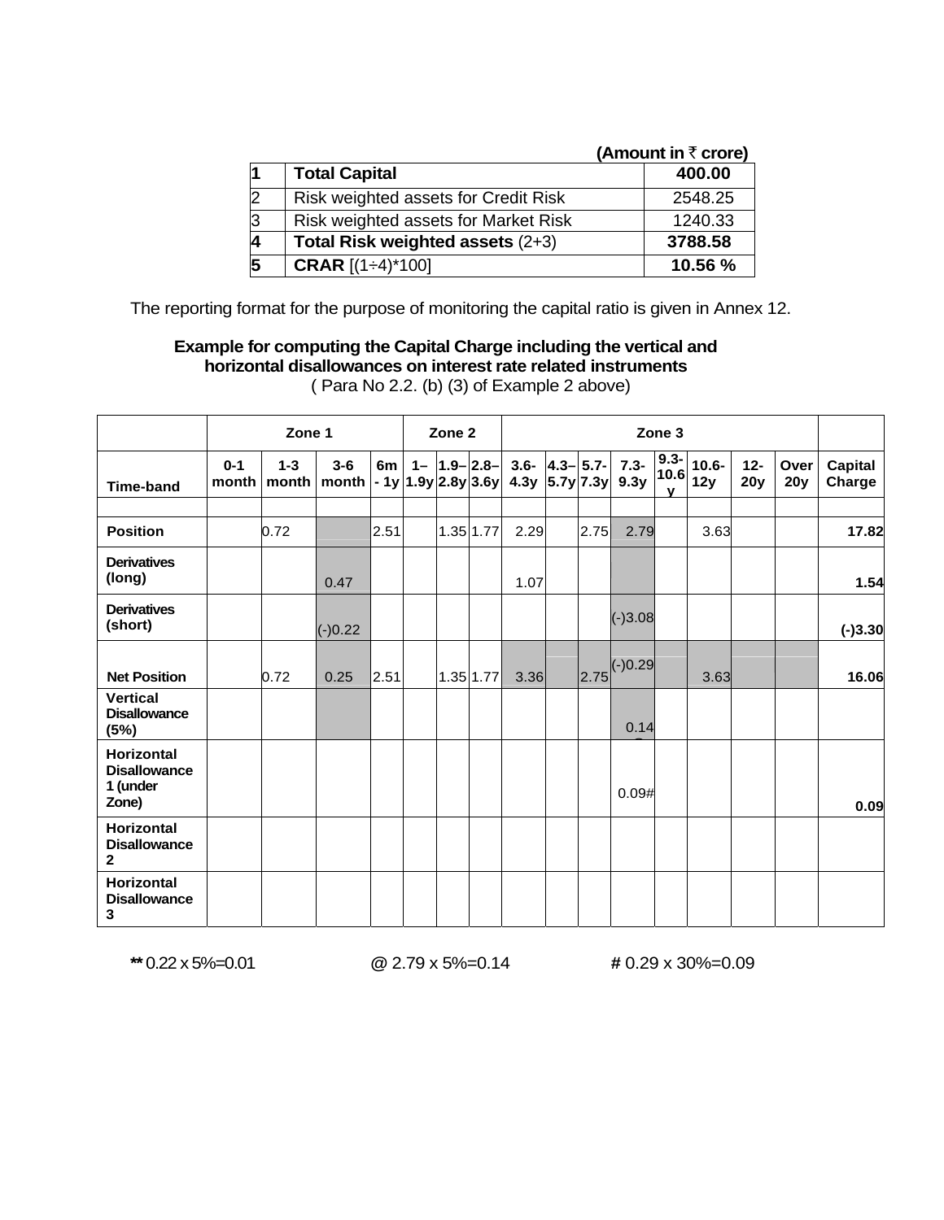(Amount in ₹ crore)

| | | |
|---|---|---|
| **1** | **Total Capital** | **400.00** |
| 2 | Risk weighted assets for Credit Risk | 2548.25 |
| 3 | Risk weighted assets for Market Risk | 1240.33 |
| **4** | **Total Risk weighted assets** (2+3) | **3788.58** |
| **5** | **CRAR** [(1÷4)*100] | **10.56 %** |

The reporting format for the purpose of monitoring the capital ratio is given in Annex 12.

**Example for computing the Capital Charge including the vertical and horizontal disallowances on interest rate related instruments**
( Para No 2.2. (b) (3) of Example 2 above)

| | Zone 1 | | | | Zone 2 | | | Zone 3 | | | | | | | | |
|---|---|---|---|---|---|---|---|---|---|---|---|---|---|---|---|---|
| **Time-band** | **0-1 month** | **1-3 month** | **3-6 month** | **6m - 1y** | **1– 1.9y** | **1.9– 2.8y** | **2.8– 3.6y** | **3.6- 4.3y** | **4.3– 5.7y** | **5.7- 7.3y** | **7.3- 9.3y** | **9.3- 10.6 y** | **10.6- 12y** | **12- 20y** | **Over 20y** | **Capital Charge** |
| **Position** | | 0.72 | | 2.51 | | 1.35 | 1.77 | 2.29 | | 2.75 | 2.79 | | 3.63 | | | **17.82** |
| **Derivatives (long)** | | | 0.47 | | | | | 1.07 | | | | | | | | **1.54** |
| **Derivatives (short)** | | | (-)0.22 | | | | | | | | (-)3.08 | | | | | **(-)3.30** |
| **Net Position** | | 0.72 | 0.25 | 2.51 | | 1.35 | 1.77 | 3.36 | | 2.75 | (-)0.29 | | 3.63 | | | **16.06** |
| **Vertical Disallowance (5%)** | | | | | | | | | | | 0.14 | | | | | |
| **Horizontal Disallowance 1 (under Zone)** | | | | | | | | | | | 0.09# | | | | | **0.09** |
| **Horizontal Disallowance 2** | | | | | | | | | | | | | | | | |
| **Horizontal Disallowance 3** | | | | | | | | | | | | | | | | |

** 0.22 x 5%=0.01 @ 2.79 x 5%=0.14 # 0.29 x 30%=0.09